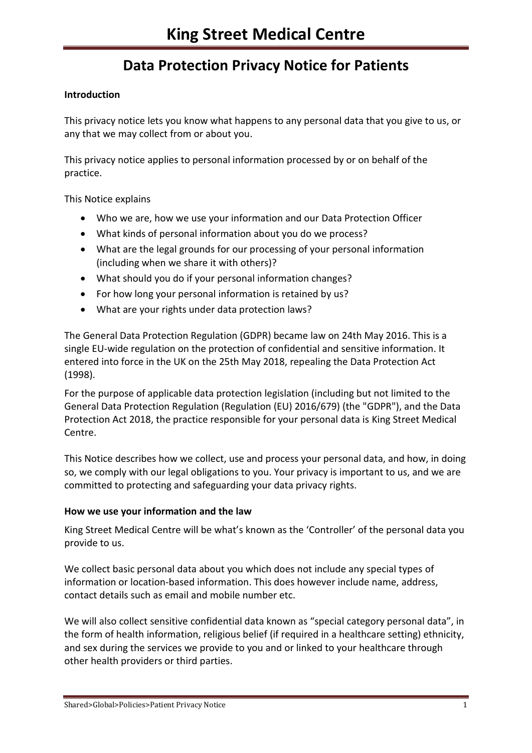# King Street Medical Centre

## Data Protection Privacy Notice for Patients

**Introduction**

This privacy notice lets you know what happens to any personal data that you give to us, or any that we may collect from or about you.

This privacy notice applies to personal information processed by or on behalf of the practice.

This Notice explains

- Who we are, how we use your information and our Data Protection Officer
- What kinds of personal information about you do we process?
- What are the legal grounds for our processing of your personal information (including when we share it with others)?
- What should you do if your personal information changes?
- For how long your personal information is retained by us?
- What are your rights under data protection laws?

The General Data Protection Regulation (GDPR) became law on 24th May 2016. This is a single EU-wide regulation on the protection of confidential and sensitive information. It entered into force in the UK on the 25th May 2018, repealing the Data Protection Act (1998).

For the purpose of applicable data protection legislation (including but not limited to the General Data Protection Regulation (Regulation (EU) 2016/679) (the "GDPR"), and the Data Protection Act 2018, the practice responsible for your personal data is King Street Medical Centre.

This Notice describes how we collect, use and process your personal data, and how, in doing so, we comply with our legal obligations to you. Your privacy is important to us, and we are committed to protecting and safeguarding your data privacy rights.

**How we use your information and the law**

King Street Medical Centre will be what's known as the 'Controller' of the personal data you provide to us.

We collect basic personal data about you which does not include any special types of information or location-based information. This does however include name, address, contact details such as email and mobile number etc.

We will also collect sensitive confidential data known as "special category personal data", in the form of health information, religious belief (if required in a healthcare setting) ethnicity, and sex during the services we provide to you and or linked to your healthcare through other health providers or third parties.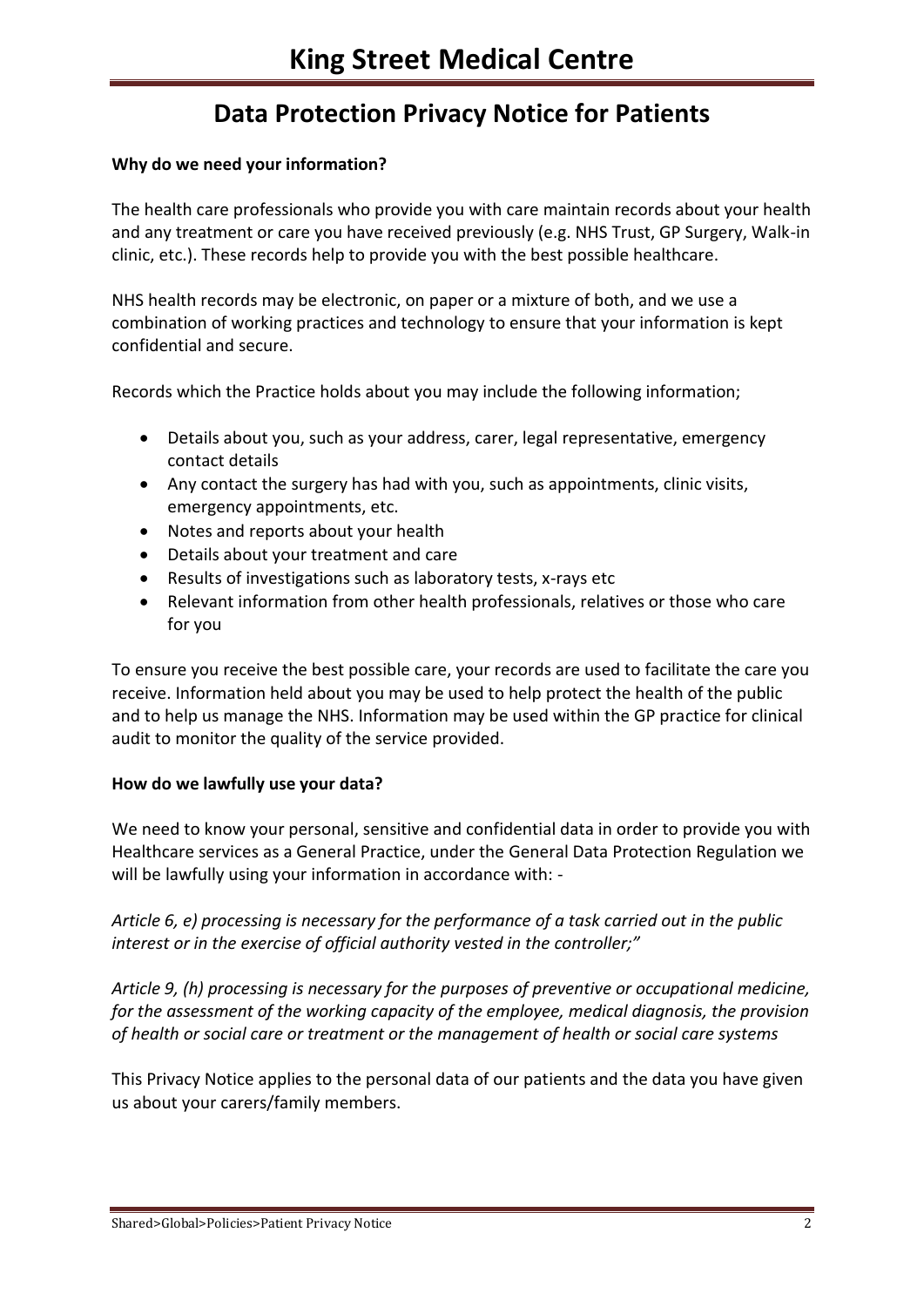# King Street Medical Centre

## Data Protection Privacy Notice for Patients

**Why do we need your information?**

The health care professionals who provide you with care maintain records about your health and any treatment or care you have received previously (e.g. NHS Trust, GP Surgery, Walk-in clinic, etc.). These records help to provide you with the best possible healthcare.

NHS health records may be electronic, on paper or a mixture of both, and we use a combination of working practices and technology to ensure that your information is kept confidential and secure.

Records which the Practice holds about you may include the following information;

- Details about you, such as your address, carer, legal representative, emergency contact details
- Any contact the surgery has had with you, such as appointments, clinic visits, emergency appointments, etc.
- Notes and reports about your health
- Details about your treatment and care
- Results of investigations such as laboratory tests, x-rays etc
- Relevant information from other health professionals, relatives or those who care for you

To ensure you receive the best possible care, your records are used to facilitate the care you receive. Information held about you may be used to help protect the health of the public and to help us manage the NHS. Information may be used within the GP practice for clinical audit to monitor the quality of the service provided.

**How do we lawfully use your data?**

We need to know your personal, sensitive and confidential data in order to provide you with Healthcare services as a General Practice, under the General Data Protection Regulation we will be lawfully using your information in accordance with: -

*Article 6, e) processing is necessary for the performance of a task carried out in the public interest or in the exercise of official authority vested in the controller;"*

*Article 9, (h) processing is necessary for the purposes of preventive or occupational medicine, for the assessment of the working capacity of the employee, medical diagnosis, the provision of health or social care or treatment or the management of health or social care systems*

This Privacy Notice applies to the personal data of our patients and the data you have given us about your carers/family members.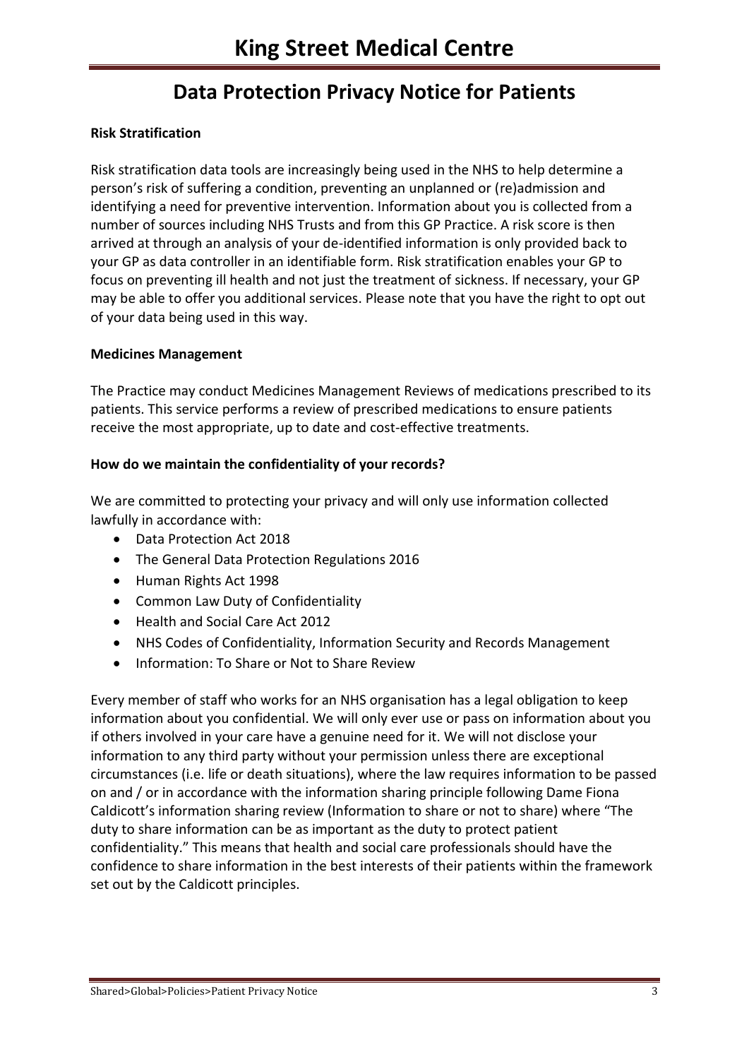# King Street Medical Centre

## Data Protection Privacy Notice for Patients

**Risk Stratification**

Risk stratification data tools are increasingly being used in the NHS to help determine a person's risk of suffering a condition, preventing an unplanned or (re)admission and identifying a need for preventive intervention. Information about you is collected from a number of sources including NHS Trusts and from this GP Practice. A risk score is then arrived at through an analysis of your de-identified information is only provided back to your GP as data controller in an identifiable form. Risk stratification enables your GP to focus on preventing ill health and not just the treatment of sickness. If necessary, your GP may be able to offer you additional services. Please note that you have the right to opt out of your data being used in this way.

**Medicines Management**

The Practice may conduct Medicines Management Reviews of medications prescribed to its patients. This service performs a review of prescribed medications to ensure patients receive the most appropriate, up to date and cost-effective treatments.

**How do we maintain the confidentiality of your records?**

We are committed to protecting your privacy and will only use information collected lawfully in accordance with:

- Data Protection Act 2018
- The General Data Protection Regulations 2016
- Human Rights Act 1998
- Common Law Duty of Confidentiality
- Health and Social Care Act 2012
- NHS Codes of Confidentiality, Information Security and Records Management
- Information: To Share or Not to Share Review

Every member of staff who works for an NHS organisation has a legal obligation to keep information about you confidential. We will only ever use or pass on information about you if others involved in your care have a genuine need for it. We will not disclose your information to any third party without your permission unless there are exceptional circumstances (i.e. life or death situations), where the law requires information to be passed on and / or in accordance with the information sharing principle following Dame Fiona Caldicott's information sharing review (Information to share or not to share) where "The duty to share information can be as important as the duty to protect patient confidentiality." This means that health and social care professionals should have the confidence to share information in the best interests of their patients within the framework set out by the Caldicott principles.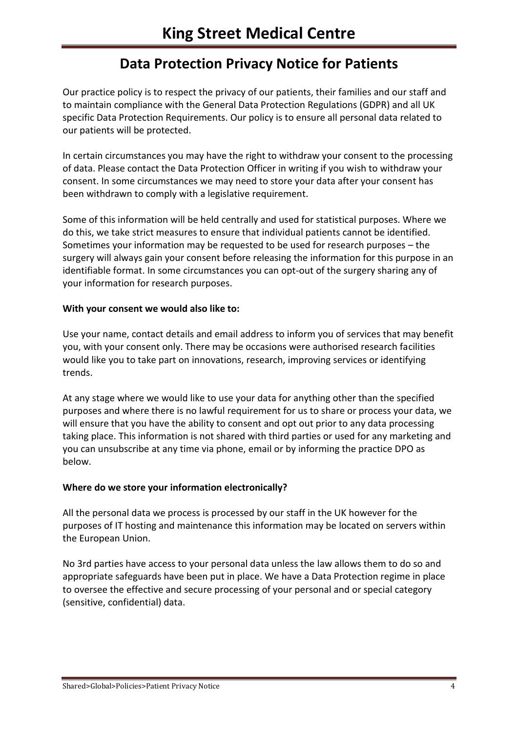# King Street Medical Centre

## Data Protection Privacy Notice for Patients

Our practice policy is to respect the privacy of our patients, their families and our staff and to maintain compliance with the General Data Protection Regulations (GDPR) and all UK specific Data Protection Requirements. Our policy is to ensure all personal data related to our patients will be protected.

In certain circumstances you may have the right to withdraw your consent to the processing of data. Please contact the Data Protection Officer in writing if you wish to withdraw your consent. In some circumstances we may need to store your data after your consent has been withdrawn to comply with a legislative requirement.

Some of this information will be held centrally and used for statistical purposes. Where we do this, we take strict measures to ensure that individual patients cannot be identified. Sometimes your information may be requested to be used for research purposes – the surgery will always gain your consent before releasing the information for this purpose in an identifiable format. In some circumstances you can opt-out of the surgery sharing any of your information for research purposes.

**With your consent we would also like to:**

Use your name, contact details and email address to inform you of services that may benefit you, with your consent only. There may be occasions were authorised research facilities would like you to take part on innovations, research, improving services or identifying trends.

At any stage where we would like to use your data for anything other than the specified purposes and where there is no lawful requirement for us to share or process your data, we will ensure that you have the ability to consent and opt out prior to any data processing taking place. This information is not shared with third parties or used for any marketing and you can unsubscribe at any time via phone, email or by informing the practice DPO as below.

**Where do we store your information electronically?**

All the personal data we process is processed by our staff in the UK however for the purposes of IT hosting and maintenance this information may be located on servers within the European Union.

No 3rd parties have access to your personal data unless the law allows them to do so and appropriate safeguards have been put in place. We have a Data Protection regime in place to oversee the effective and secure processing of your personal and or special category (sensitive, confidential) data.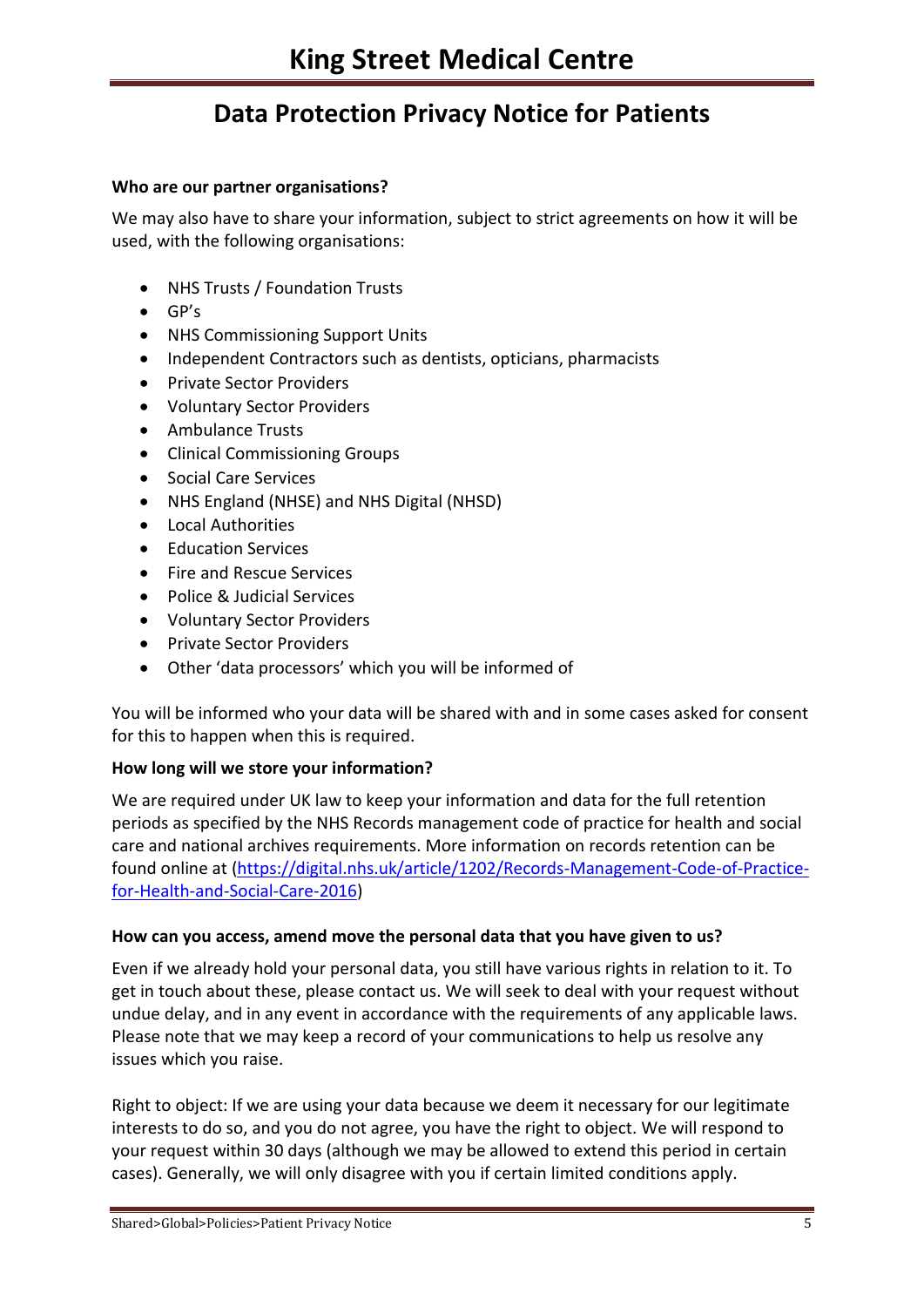# King Street Medical Centre

## Data Protection Privacy Notice for Patients

**Who are our partner organisations?**

We may also have to share your information, subject to strict agreements on how it will be used, with the following organisations:

- NHS Trusts / Foundation Trusts
- GP's
- NHS Commissioning Support Units
- Independent Contractors such as dentists, opticians, pharmacists
- Private Sector Providers
- Voluntary Sector Providers
- Ambulance Trusts
- Clinical Commissioning Groups
- Social Care Services
- NHS England (NHSE) and NHS Digital (NHSD)
- Local Authorities
- Education Services
- Fire and Rescue Services
- Police & Judicial Services
- Voluntary Sector Providers
- Private Sector Providers
- Other 'data processors' which you will be informed of

You will be informed who your data will be shared with and in some cases asked for consent for this to happen when this is required.

**How long will we store your information?**

We are required under UK law to keep your information and data for the full retention periods as specified by the NHS Records management code of practice for health and social care and national archives requirements. More information on records retention can be found online at (https://digital.nhs.uk/article/1202/Records-Management-Code-of-Practice-for-Health-and-Social-Care-2016)

**How can you access, amend move the personal data that you have given to us?**

Even if we already hold your personal data, you still have various rights in relation to it. To get in touch about these, please contact us. We will seek to deal with your request without undue delay, and in any event in accordance with the requirements of any applicable laws. Please note that we may keep a record of your communications to help us resolve any issues which you raise.

Right to object: If we are using your data because we deem it necessary for our legitimate interests to do so, and you do not agree, you have the right to object. We will respond to your request within 30 days (although we may be allowed to extend this period in certain cases). Generally, we will only disagree with you if certain limited conditions apply.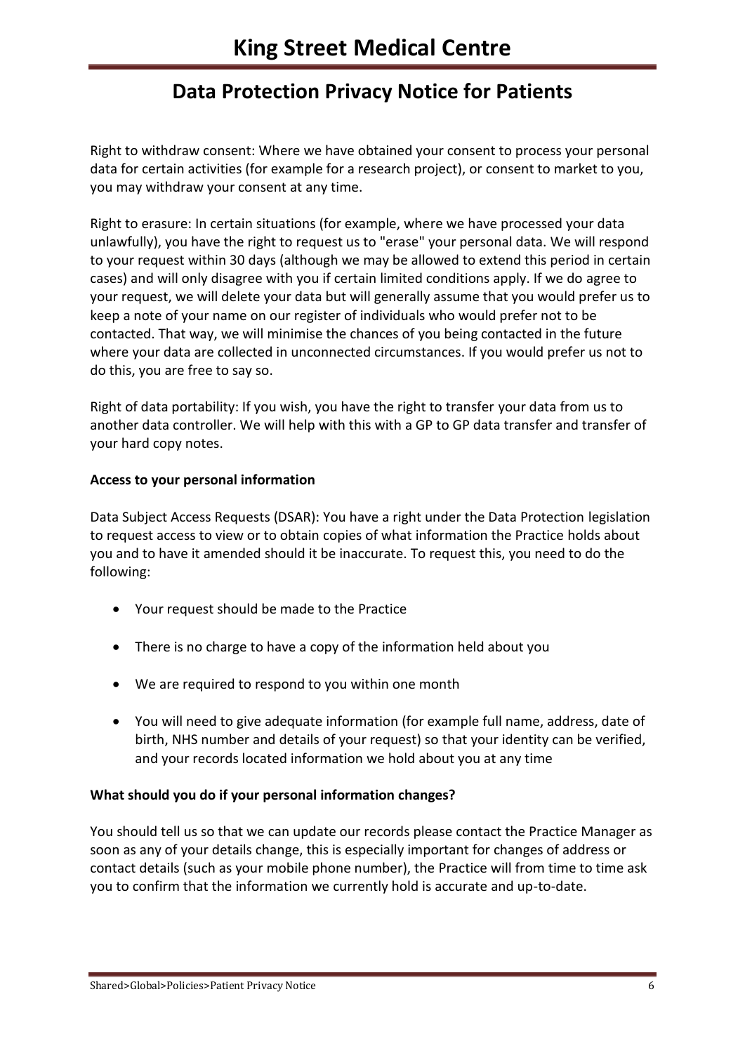Right to withdraw consent: Where we have obtained your consent to process your personal data for certain activities (for example for a research project), or consent to market to you, you may withdraw your consent at any time.

Right to erasure: In certain situations (for example, where we have processed your data unlawfully), you have the right to request us to "erase" your personal data. We will respond to your request within 30 days (although we may be allowed to extend this period in certain cases) and will only disagree with you if certain limited conditions apply. If we do agree to your request, we will delete your data but will generally assume that you would prefer us to keep a note of your name on our register of individuals who would prefer not to be contacted. That way, we will minimise the chances of you being contacted in the future where your data are collected in unconnected circumstances. If you would prefer us not to do this, you are free to say so.

Right of data portability: If you wish, you have the right to transfer your data from us to another data controller. We will help with this with a GP to GP data transfer and transfer of your hard copy notes.

**Access to your personal information**

Data Subject Access Requests (DSAR): You have a right under the Data Protection legislation to request access to view or to obtain copies of what information the Practice holds about you and to have it amended should it be inaccurate. To request this, you need to do the following:

- Your request should be made to the Practice
- There is no charge to have a copy of the information held about you
- We are required to respond to you within one month
- You will need to give adequate information (for example full name, address, date of birth, NHS number and details of your request) so that your identity can be verified, and your records located information we hold about you at any time

**What should you do if your personal information changes?**

You should tell us so that we can update our records please contact the Practice Manager as soon as any of your details change, this is especially important for changes of address or contact details (such as your mobile phone number), the Practice will from time to time ask you to confirm that the information we currently hold is accurate and up-to-date.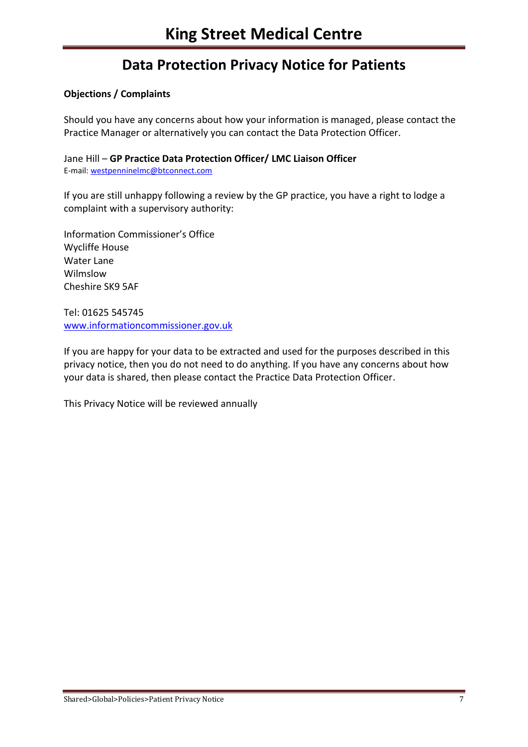# King Street Medical Centre

## Data Protection Privacy Notice for Patients

**Objections / Complaints**

Should you have any concerns about how your information is managed, please contact the Practice Manager or alternatively you can contact the Data Protection Officer.

Jane Hill – **GP Practice Data Protection Officer/ LMC Liaison Officer**
E-mail: westpenninelmc@btconnect.com

If you are still unhappy following a review by the GP practice, you have a right to lodge a complaint with a supervisory authority:

Information Commissioner's Office
Wycliffe House
Water Lane
Wilmslow
Cheshire SK9 5AF

Tel: 01625 545745
www.informationcommissioner.gov.uk

If you are happy for your data to be extracted and used for the purposes described in this privacy notice, then you do not need to do anything. If you have any concerns about how your data is shared, then please contact the Practice Data Protection Officer.

This Privacy Notice will be reviewed annually